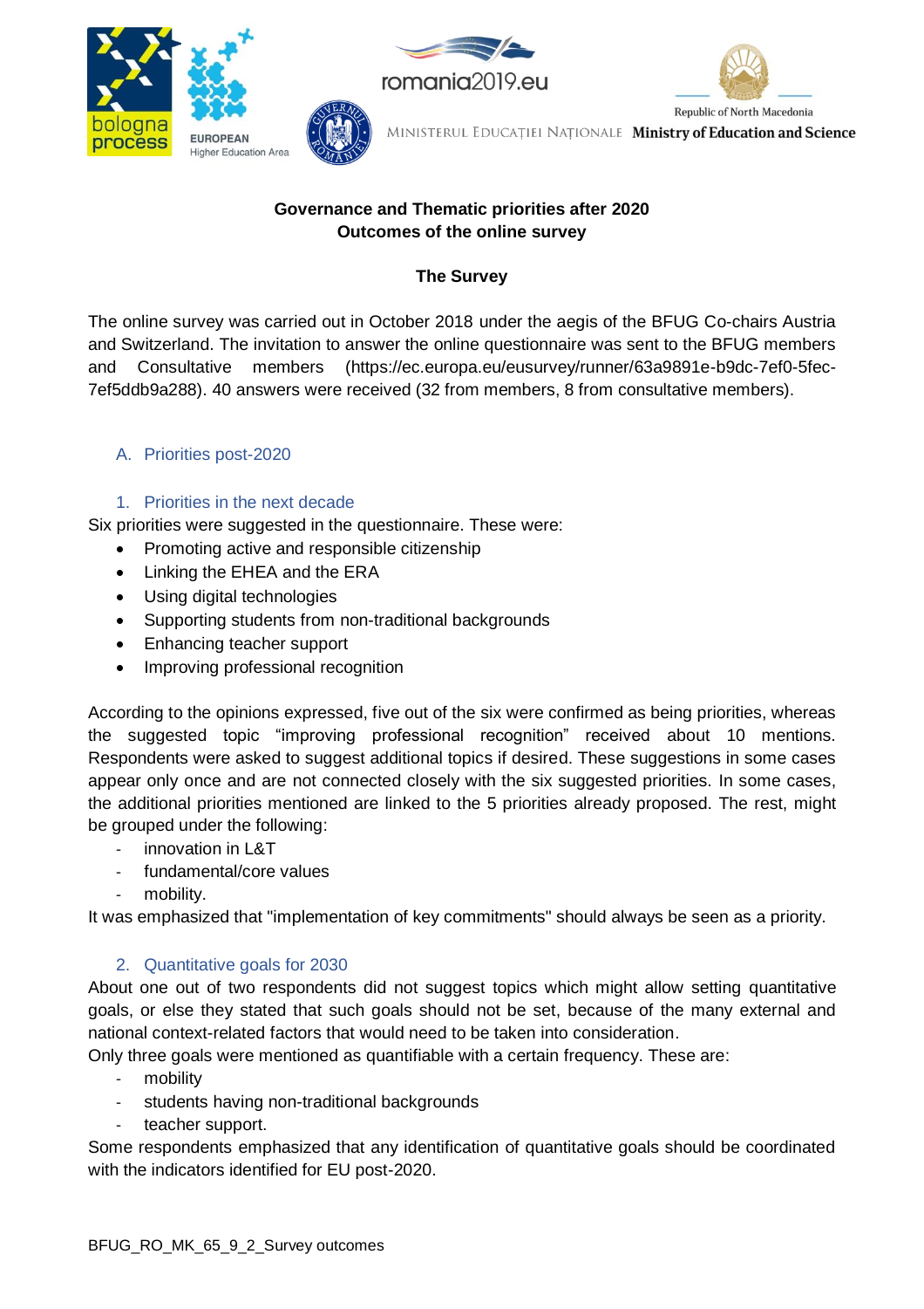bologna process

EUROPEAN Higher Education Area

romania2019.eu

MINISTERUL EDUCAȚIEI NAȚIONALE

Republic of North Macedonia

Ministry of Education and Science

**Governance and Thematic priorities after 2020**
**Outcomes of the online survey**

**The Survey**

The online survey was carried out in October 2018 under the aegis of the BFUG Co-chairs Austria and Switzerland. The invitation to answer the online questionnaire was sent to the BFUG members and Consultative members (https://ec.europa.eu/eusurvey/runner/63a9891e-b9dc-7ef0-5fec-7ef5ddb9a288). 40 answers were received (32 from members, 8 from consultative members).

## A. Priorities post-2020

### 1. Priorities in the next decade

Six priorities were suggested in the questionnaire. These were:

- Promoting active and responsible citizenship
- Linking the EHEA and the ERA
- Using digital technologies
- Supporting students from non-traditional backgrounds
- Enhancing teacher support
- Improving professional recognition

According to the opinions expressed, five out of the six were confirmed as being priorities, whereas the suggested topic "improving professional recognition" received about 10 mentions. Respondents were asked to suggest additional topics if desired. These suggestions in some cases appear only once and are not connected closely with the six suggested priorities. In some cases, the additional priorities mentioned are linked to the 5 priorities already proposed. The rest, might be grouped under the following:

- innovation in L&T
- fundamental/core values
- mobility.

It was emphasized that "implementation of key commitments" should always be seen as a priority.

### 2. Quantitative goals for 2030

About one out of two respondents did not suggest topics which might allow setting quantitative goals, or else they stated that such goals should not be set, because of the many external and national context-related factors that would need to be taken into consideration.

Only three goals were mentioned as quantifiable with a certain frequency. These are:

- mobility
- students having non-traditional backgrounds
- teacher support.

Some respondents emphasized that any identification of quantitative goals should be coordinated with the indicators identified for EU post-2020.

BFUG_RO_MK_65_9_2_Survey outcomes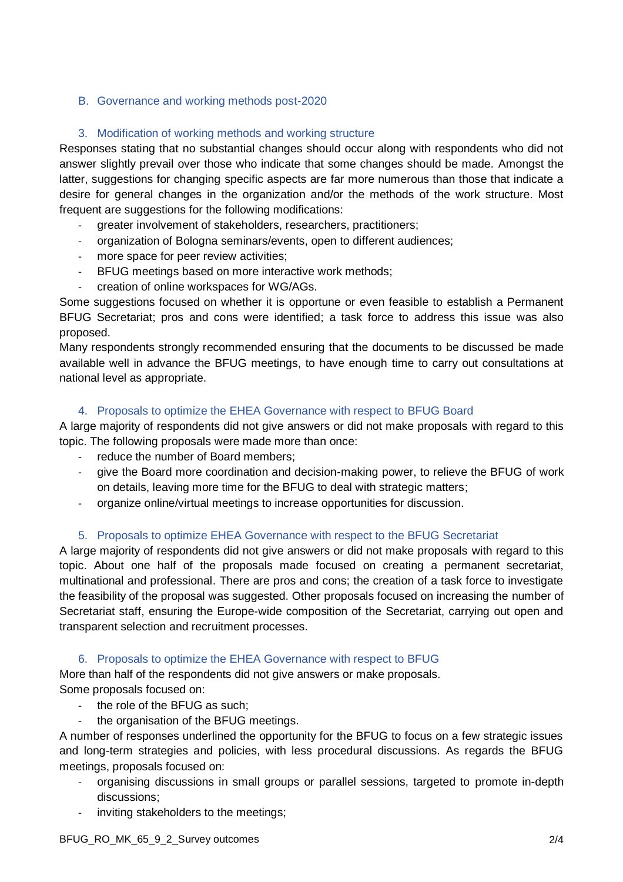## B. Governance and working methods post-2020

### 3. Modification of working methods and working structure

Responses stating that no substantial changes should occur along with respondents who did not answer slightly prevail over those who indicate that some changes should be made. Amongst the latter, suggestions for changing specific aspects are far more numerous than those that indicate a desire for general changes in the organization and/or the methods of the work structure. Most frequent are suggestions for the following modifications:

- greater involvement of stakeholders, researchers, practitioners;
- organization of Bologna seminars/events, open to different audiences;
- more space for peer review activities;
- BFUG meetings based on more interactive work methods;
- creation of online workspaces for WG/AGs.

Some suggestions focused on whether it is opportune or even feasible to establish a Permanent BFUG Secretariat; pros and cons were identified; a task force to address this issue was also proposed.

Many respondents strongly recommended ensuring that the documents to be discussed be made available well in advance the BFUG meetings, to have enough time to carry out consultations at national level as appropriate.

### 4. Proposals to optimize the EHEA Governance with respect to BFUG Board

A large majority of respondents did not give answers or did not make proposals with regard to this topic. The following proposals were made more than once:

- reduce the number of Board members;
- give the Board more coordination and decision-making power, to relieve the BFUG of work on details, leaving more time for the BFUG to deal with strategic matters;
- organize online/virtual meetings to increase opportunities for discussion.

### 5. Proposals to optimize EHEA Governance with respect to the BFUG Secretariat

A large majority of respondents did not give answers or did not make proposals with regard to this topic. About one half of the proposals made focused on creating a permanent secretariat, multinational and professional. There are pros and cons; the creation of a task force to investigate the feasibility of the proposal was suggested. Other proposals focused on increasing the number of Secretariat staff, ensuring the Europe-wide composition of the Secretariat, carrying out open and transparent selection and recruitment processes.

### 6. Proposals to optimize the EHEA Governance with respect to BFUG

More than half of the respondents did not give answers or make proposals.

Some proposals focused on:

- the role of the BFUG as such;
- the organisation of the BFUG meetings.

A number of responses underlined the opportunity for the BFUG to focus on a few strategic issues and long-term strategies and policies, with less procedural discussions. As regards the BFUG meetings, proposals focused on:

- organising discussions in small groups or parallel sessions, targeted to promote in-depth discussions;
- inviting stakeholders to the meetings;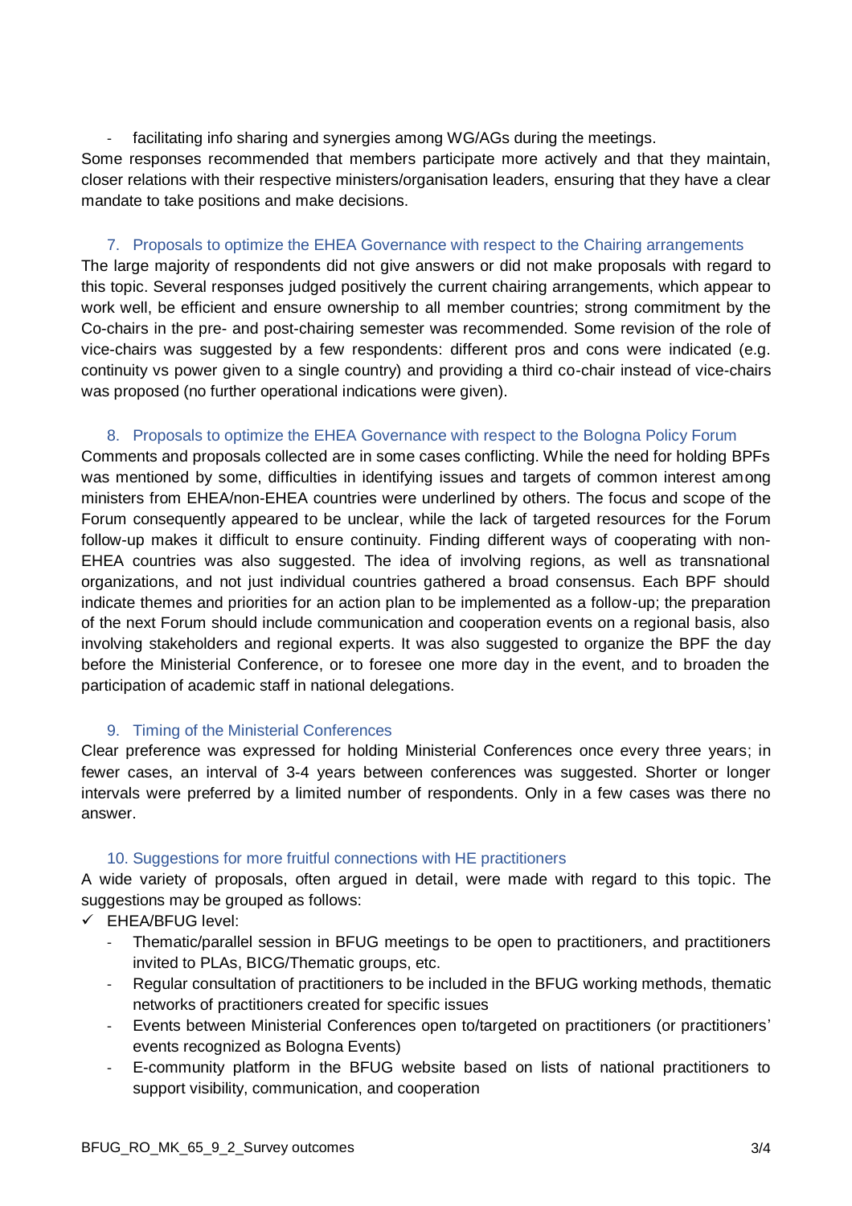- facilitating info sharing and synergies among WG/AGs during the meetings.

Some responses recommended that members participate more actively and that they maintain, closer relations with their respective ministers/organisation leaders, ensuring that they have a clear mandate to take positions and make decisions.

### 7. Proposals to optimize the EHEA Governance with respect to the Chairing arrangements

The large majority of respondents did not give answers or did not make proposals with regard to this topic. Several responses judged positively the current chairing arrangements, which appear to work well, be efficient and ensure ownership to all member countries; strong commitment by the Co-chairs in the pre- and post-chairing semester was recommended. Some revision of the role of vice-chairs was suggested by a few respondents: different pros and cons were indicated (e.g. continuity vs power given to a single country) and providing a third co-chair instead of vice-chairs was proposed (no further operational indications were given).

### 8. Proposals to optimize the EHEA Governance with respect to the Bologna Policy Forum

Comments and proposals collected are in some cases conflicting. While the need for holding BPFs was mentioned by some, difficulties in identifying issues and targets of common interest among ministers from EHEA/non-EHEA countries were underlined by others. The focus and scope of the Forum consequently appeared to be unclear, while the lack of targeted resources for the Forum follow-up makes it difficult to ensure continuity. Finding different ways of cooperating with non-EHEA countries was also suggested. The idea of involving regions, as well as transnational organizations, and not just individual countries gathered a broad consensus. Each BPF should indicate themes and priorities for an action plan to be implemented as a follow-up; the preparation of the next Forum should include communication and cooperation events on a regional basis, also involving stakeholders and regional experts. It was also suggested to organize the BPF the day before the Ministerial Conference, or to foresee one more day in the event, and to broaden the participation of academic staff in national delegations.

### 9. Timing of the Ministerial Conferences

Clear preference was expressed for holding Ministerial Conferences once every three years; in fewer cases, an interval of 3-4 years between conferences was suggested. Shorter or longer intervals were preferred by a limited number of respondents. Only in a few cases was there no answer.

### 10. Suggestions for more fruitful connections with HE practitioners

A wide variety of proposals, often argued in detail, were made with regard to this topic. The suggestions may be grouped as follows:

- ✓ EHEA/BFUG level:
  - Thematic/parallel session in BFUG meetings to be open to practitioners, and practitioners invited to PLAs, BICG/Thematic groups, etc.
  - Regular consultation of practitioners to be included in the BFUG working methods, thematic networks of practitioners created for specific issues
  - Events between Ministerial Conferences open to/targeted on practitioners (or practitioners' events recognized as Bologna Events)
  - E-community platform in the BFUG website based on lists of national practitioners to support visibility, communication, and cooperation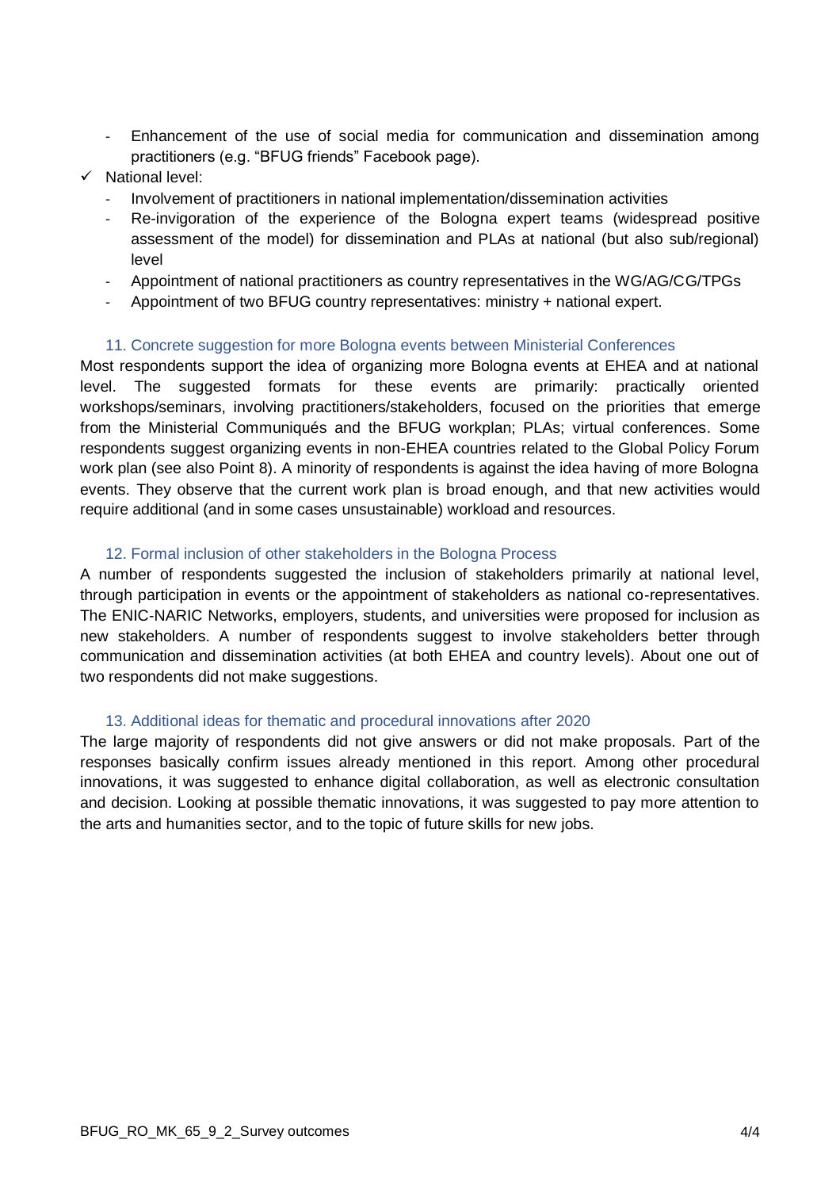- Enhancement of the use of social media for communication and dissemination among practitioners (e.g. "BFUG friends" Facebook page).

- ✓ National level:
  - Involvement of practitioners in national implementation/dissemination activities
  - Re-invigoration of the experience of the Bologna expert teams (widespread positive assessment of the model) for dissemination and PLAs at national (but also sub/regional) level
  - Appointment of national practitioners as country representatives in the WG/AG/CG/TPGs
  - Appointment of two BFUG country representatives: ministry + national expert.

### 11. Concrete suggestion for more Bologna events between Ministerial Conferences

Most respondents support the idea of organizing more Bologna events at EHEA and at national level. The suggested formats for these events are primarily: practically oriented workshops/seminars, involving practitioners/stakeholders, focused on the priorities that emerge from the Ministerial Communiqués and the BFUG workplan; PLAs; virtual conferences. Some respondents suggest organizing events in non-EHEA countries related to the Global Policy Forum work plan (see also Point 8). A minority of respondents is against the idea having of more Bologna events. They observe that the current work plan is broad enough, and that new activities would require additional (and in some cases unsustainable) workload and resources.

### 12. Formal inclusion of other stakeholders in the Bologna Process

A number of respondents suggested the inclusion of stakeholders primarily at national level, through participation in events or the appointment of stakeholders as national co-representatives. The ENIC-NARIC Networks, employers, students, and universities were proposed for inclusion as new stakeholders. A number of respondents suggest to involve stakeholders better through communication and dissemination activities (at both EHEA and country levels). About one out of two respondents did not make suggestions.

### 13. Additional ideas for thematic and procedural innovations after 2020

The large majority of respondents did not give answers or did not make proposals. Part of the responses basically confirm issues already mentioned in this report. Among other procedural innovations, it was suggested to enhance digital collaboration, as well as electronic consultation and decision. Looking at possible thematic innovations, it was suggested to pay more attention to the arts and humanities sector, and to the topic of future skills for new jobs.